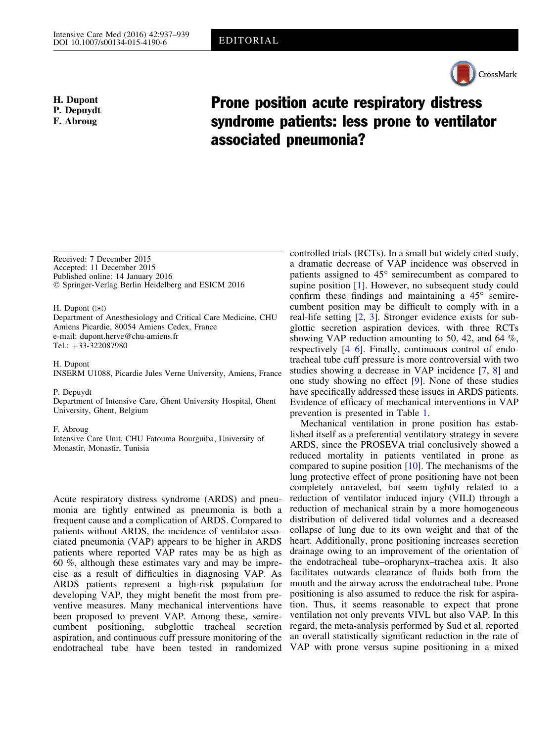EDITORIAL

**H. Dupont**
**P. Depuydt**
**F. Abroug**

# Prone position acute respiratory distress syndrome patients: less prone to ventilator associated pneumonia?

Received: 7 December 2015
Accepted: 11 December 2015
Published online: 14 January 2016
© Springer-Verlag Berlin Heidelberg and ESICM 2016

H. Dupont (✉)
Department of Anesthesiology and Critical Care Medicine, CHU Amiens Picardie, 80054 Amiens Cedex, France
e-mail: dupont.herve@chu-amiens.fr
Tel.: +33-322087980

H. Dupont
INSERM U1088, Picardie Jules Verne University, Amiens, France

P. Depuydt
Department of Intensive Care, Ghent University Hospital, Ghent University, Ghent, Belgium

F. Abroug
Intensive Care Unit, CHU Fatouma Bourguiba, University of Monastir, Monastir, Tunisia

Acute respiratory distress syndrome (ARDS) and pneumonia are tightly entwined as pneumonia is both a frequent cause and a complication of ARDS. Compared to patients without ARDS, the incidence of ventilator associated pneumonia (VAP) appears to be higher in ARDS patients where reported VAP rates may be as high as 60 %, although these estimates vary and may be imprecise as a result of difficulties in diagnosing VAP. As ARDS patients represent a high-risk population for developing VAP, they might benefit the most from preventive measures. Many mechanical interventions have been proposed to prevent VAP. Among these, semirecumbent positioning, subglottic tracheal secretion aspiration, and continuous cuff pressure monitoring of the endotracheal tube have been tested in randomized controlled trials (RCTs). In a small but widely cited study, a dramatic decrease of VAP incidence was observed in patients assigned to 45° semirecumbent as compared to supine position [1]. However, no subsequent study could confirm these findings and maintaining a 45° semirecumbent position may be difficult to comply with in a real-life setting [2, 3]. Stronger evidence exists for subglottic secretion aspiration devices, with three RCTs showing VAP reduction amounting to 50, 42, and 64 %, respectively [4–6]. Finally, continuous control of endotracheal tube cuff pressure is more controversial with two studies showing a decrease in VAP incidence [7, 8] and one study showing no effect [9]. None of these studies have specifically addressed these issues in ARDS patients. Evidence of efficacy of mechanical interventions in VAP prevention is presented in Table 1.

Mechanical ventilation in prone position has established itself as a preferential ventilatory strategy in severe ARDS, since the PROSEVA trial conclusively showed a reduced mortality in patients ventilated in prone as compared to supine position [10]. The mechanisms of the lung protective effect of prone positioning have not been completely unraveled, but seem tightly related to a reduction of ventilator induced injury (VILI) through a reduction of mechanical strain by a more homogeneous distribution of delivered tidal volumes and a decreased collapse of lung due to its own weight and that of the heart. Additionally, prone positioning increases secretion drainage owing to an improvement of the orientation of the endotracheal tube–oropharynx–trachea axis. It also facilitates outwards clearance of fluids both from the mouth and the airway across the endotracheal tube. Prone positioning is also assumed to reduce the risk for aspiration. Thus, it seems reasonable to expect that prone ventilation not only prevents VIVL but also VAP. In this regard, the meta-analysis performed by Sud et al. reported an overall statistically significant reduction in the rate of VAP with prone versus supine positioning in a mixed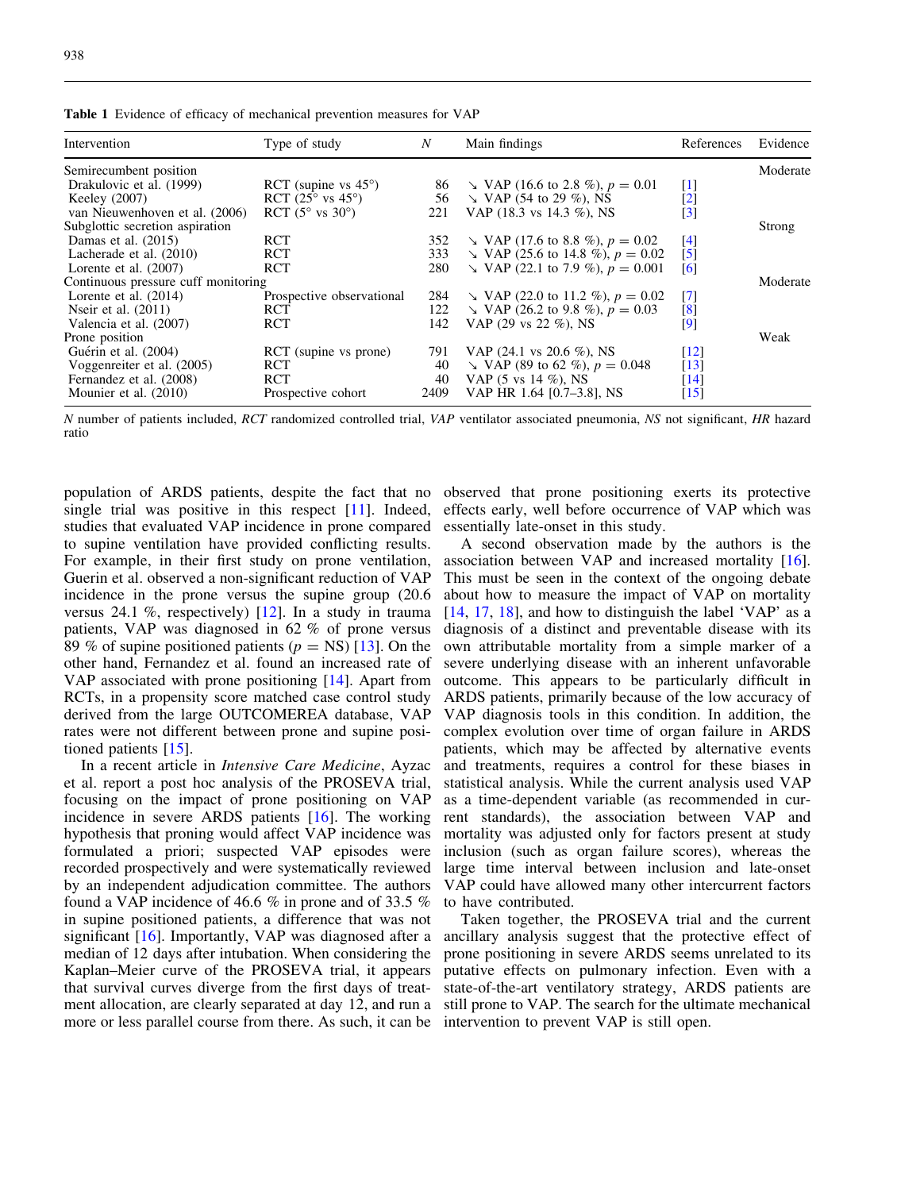**Table 1** Evidence of efficacy of mechanical prevention measures for VAP

| Intervention | Type of study | N | Main findings | References | Evidence |
|---|---|---|---|---|---|
| Semirecumbent position | | | | | Moderate |
| Drakulovic et al. (1999) | RCT (supine vs 45°) | 86 | ↘ VAP (16.6 to 2.8 %), $p = 0.01$ | [1] | |
| Keeley (2007) | RCT (25° vs 45°) | 56 | ↘ VAP (54 to 29 %), NS | [2] | |
| van Nieuwenhoven et al. (2006) | RCT (5° vs 30°) | 221 | VAP (18.3 vs 14.3 %), NS | [3] | |
| Subglottic secretion aspiration | | | | | Strong |
| Damas et al. (2015) | RCT | 352 | ↘ VAP (17.6 to 8.8 %), $p = 0.02$ | [4] | |
| Lacherade et al. (2010) | RCT | 333 | ↘ VAP (25.6 to 14.8 %), $p = 0.02$ | [5] | |
| Lorente et al. (2007) | RCT | 280 | ↘ VAP (22.1 to 7.9 %), $p = 0.001$ | [6] | |
| Continuous pressure cuff monitoring | | | | | Moderate |
| Lorente et al. (2014) | Prospective observational | 284 | ↘ VAP (22.0 to 11.2 %), $p = 0.02$ | [7] | |
| Nseir et al. (2011) | RCT | 122 | ↘ VAP (26.2 to 9.8 %), $p = 0.03$ | [8] | |
| Valencia et al. (2007) | RCT | 142 | VAP (29 vs 22 %), NS | [9] | |
| Prone position | | | | | Weak |
| Guérin et al. (2004) | RCT (supine vs prone) | 791 | VAP (24.1 vs 20.6 %), NS | [12] | |
| Voggenreiter et al. (2005) | RCT | 40 | ↘ VAP (89 to 62 %), $p = 0.048$ | [13] | |
| Fernandez et al. (2008) | RCT | 40 | VAP (5 vs 14 %), NS | [14] | |
| Mounier et al. (2010) | Prospective cohort | 2409 | VAP HR 1.64 [0.7–3.8], NS | [15] | |

*N* number of patients included, *RCT* randomized controlled trial, *VAP* ventilator associated pneumonia, *NS* not significant, *HR* hazard ratio

population of ARDS patients, despite the fact that no single trial was positive in this respect [11]. Indeed, studies that evaluated VAP incidence in prone compared to supine ventilation have provided conflicting results. For example, in their first study on prone ventilation, Guerin et al. observed a non-significant reduction of VAP incidence in the prone versus the supine group (20.6 versus 24.1 %, respectively) [12]. In a study in trauma patients, VAP was diagnosed in 62 % of prone versus 89 % of supine positioned patients ($p$ = NS) [13]. On the other hand, Fernandez et al. found an increased rate of VAP associated with prone positioning [14]. Apart from RCTs, in a propensity score matched case control study derived from the large OUTCOMEREA database, VAP rates were not different between prone and supine positioned patients [15].

In a recent article in *Intensive Care Medicine*, Ayzac et al. report a post hoc analysis of the PROSEVA trial, focusing on the impact of prone positioning on VAP incidence in severe ARDS patients [16]. The working hypothesis that proning would affect VAP incidence was formulated a priori; suspected VAP episodes were recorded prospectively and were systematically reviewed by an independent adjudication committee. The authors found a VAP incidence of 46.6 % in prone and of 33.5 % in supine positioned patients, a difference that was not significant [16]. Importantly, VAP was diagnosed after a median of 12 days after intubation. When considering the Kaplan–Meier curve of the PROSEVA trial, it appears that survival curves diverge from the first days of treatment allocation, are clearly separated at day 12, and run a more or less parallel course from there. As such, it can be observed that prone positioning exerts its protective effects early, well before occurrence of VAP which was essentially late-onset in this study.

A second observation made by the authors is the association between VAP and increased mortality [16]. This must be seen in the context of the ongoing debate about how to measure the impact of VAP on mortality [14, 17, 18], and how to distinguish the label 'VAP' as a diagnosis of a distinct and preventable disease with its own attributable mortality from a simple marker of a severe underlying disease with an inherent unfavorable outcome. This appears to be particularly difficult in ARDS patients, primarily because of the low accuracy of VAP diagnosis tools in this condition. In addition, the complex evolution over time of organ failure in ARDS patients, which may be affected by alternative events and treatments, requires a control for these biases in statistical analysis. While the current analysis used VAP as a time-dependent variable (as recommended in current standards), the association between VAP and mortality was adjusted only for factors present at study inclusion (such as organ failure scores), whereas the large time interval between inclusion and late-onset VAP could have allowed many other intercurrent factors to have contributed.

Taken together, the PROSEVA trial and the current ancillary analysis suggest that the protective effect of prone positioning in severe ARDS seems unrelated to its putative effects on pulmonary infection. Even with a state-of-the-art ventilatory strategy, ARDS patients are still prone to VAP. The search for the ultimate mechanical intervention to prevent VAP is still open.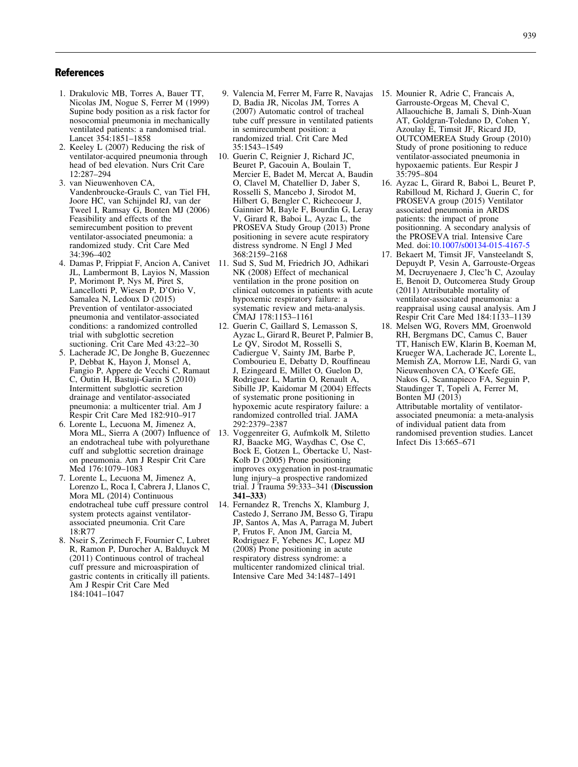## References

1. Drakulovic MB, Torres A, Bauer TT, Nicolas JM, Nogue S, Ferrer M (1999) Supine body position as a risk factor for nosocomial pneumonia in mechanically ventilated patients: a randomised trial. Lancet 354:1851–1858
2. Keeley L (2007) Reducing the risk of ventilator-acquired pneumonia through head of bed elevation. Nurs Crit Care 12:287–294
3. van Nieuwenhoven CA, Vandenbroucke-Grauls C, van Tiel FH, Joore HC, van Schijndel RJ, van der Tweel I, Ramsay G, Bonten MJ (2006) Feasibility and effects of the semirecumbent position to prevent ventilator-associated pneumonia: a randomized study. Crit Care Med 34:396–402
4. Damas P, Frippiat F, Ancion A, Canivet JL, Lambermont B, Layios N, Massion P, Morimont P, Nys M, Piret S, Lancellotti P, Wiesen P, D'Orio V, Samalea N, Ledoux D (2015) Prevention of ventilator-associated pneumonia and ventilator-associated conditions: a randomized controlled trial with subglottic secretion suctioning. Crit Care Med 43:22–30
5. Lacherade JC, De Jonghe B, Guezennec P, Debbat K, Hayon J, Monsel A, Fangio P, Appere de Vecchi C, Ramaut C, Outin H, Bastuji-Garin S (2010) Intermittent subglottic secretion drainage and ventilator-associated pneumonia: a multicenter trial. Am J Respir Crit Care Med 182:910–917
6. Lorente L, Lecuona M, Jimenez A, Mora ML, Sierra A (2007) Influence of an endotracheal tube with polyurethane cuff and subglottic secretion drainage on pneumonia. Am J Respir Crit Care Med 176:1079–1083
7. Lorente L, Lecuona M, Jimenez A, Lorenzo L, Roca I, Cabrera J, Llanos C, Mora ML (2014) Continuous endotracheal tube cuff pressure control system protects against ventilator-associated pneumonia. Crit Care 18:R77
8. Nseir S, Zerimech F, Fournier C, Lubret R, Ramon P, Durocher A, Balduyck M (2011) Continuous control of tracheal cuff pressure and microaspiration of gastric contents in critically ill patients. Am J Respir Crit Care Med 184:1041–1047
9. Valencia M, Ferrer M, Farre R, Navajas D, Badia JR, Nicolas JM, Torres A (2007) Automatic control of tracheal tube cuff pressure in ventilated patients in semirecumbent position: a randomized trial. Crit Care Med 35:1543–1549
10. Guerin C, Reignier J, Richard JC, Beuret P, Gacouin A, Boulain T, Mercier E, Badet M, Mercat A, Baudin O, Clavel M, Chatellier D, Jaber S, Rosselli S, Mancebo J, Sirodot M, Hilbert G, Bengler C, Richecoeur J, Gainnier M, Bayle F, Bourdin G, Leray V, Girard R, Baboi L, Ayzac L, the PROSEVA Study Group (2013) Prone positioning in severe acute respiratory distress syndrome. N Engl J Med 368:2159–2168
11. Sud S, Sud M, Friedrich JO, Adhikari NK (2008) Effect of mechanical ventilation in the prone position on clinical outcomes in patients with acute hypoxemic respiratory failure: a systematic review and meta-analysis. CMAJ 178:1153–1161
12. Guerin C, Gaillard S, Lemasson S, Ayzac L, Girard R, Beuret P, Palmier B, Le QV, Sirodot M, Rosselli S, Cadiergue V, Sainty JM, Barbe P, Combourieu E, Debatty D, Rouffineau J, Ezingeard E, Millet O, Guelon D, Rodriguez L, Martin O, Renault A, Sibille JP, Kaidomar M (2004) Effects of systematic prone positioning in hypoxemic acute respiratory failure: a randomized controlled trial. JAMA 292:2379–2387
13. Voggenreiter G, Aufmkolk M, Stiletto RJ, Baacke MG, Waydhas C, Ose C, Bock E, Gotzen L, Obertacke U, Nast-Kolb D (2005) Prone positioning improves oxygenation in post-traumatic lung injury–a prospective randomized trial. J Trauma 59:333–341 (**Discussion 341–333**)
14. Fernandez R, Trenchs X, Klamburg J, Castedo J, Serrano JM, Besso G, Tirapu JP, Santos A, Mas A, Parraga M, Jubert P, Frutos F, Anon JM, Garcia M, Rodriguez F, Yebenes JC, Lopez MJ (2008) Prone positioning in acute respiratory distress syndrome: a multicenter randomized clinical trial. Intensive Care Med 34:1487–1491
15. Mounier R, Adrie C, Francais A, Garrouste-Orgeas M, Cheval C, Allaouchiche B, Jamali S, Dinh-Xuan AT, Goldgran-Toledano D, Cohen Y, Azoulay E, Timsit JF, Ricard JD, OUTCOMEREA Study Group (2010) Study of prone positioning to reduce ventilator-associated pneumonia in hypoxaemic patients. Eur Respir J 35:795–804
16. Ayzac L, Girard R, Baboi L, Beuret P, Rabilloud M, Richard J, Guerin C, for PROSEVA group (2015) Ventilator associated pneumonia in ARDS patients: the impact of prone positionning. A secondary analysis of the PROSEVA trial. Intensive Care Med. doi:10.1007/s00134-015-4167-5
17. Bekaert M, Timsit JF, Vansteelandt S, Depuydt P, Vesin A, Garrouste-Orgeas M, Decruyenaere J, Clec'h C, Azoulay E, Benoit D, Outcomerea Study Group (2011) Attributable mortality of ventilator-associated pneumonia: a reappraisal using causal analysis. Am J Respir Crit Care Med 184:1133–1139
18. Melsen WG, Rovers MM, Groenwold RH, Bergmans DC, Camus C, Bauer TT, Hanisch EW, Klarin B, Koeman M, Krueger WA, Lacherade JC, Lorente L, Memish ZA, Morrow LE, Nardi G, van Nieuwenhoven CA, O'Keefe GE, Nakos G, Scannapieco FA, Seguin P, Staudinger T, Topeli A, Ferrer M, Bonten MJ (2013) Attributable mortality of ventilator-associated pneumonia: a meta-analysis of individual patient data from randomised prevention studies. Lancet Infect Dis 13:665–671